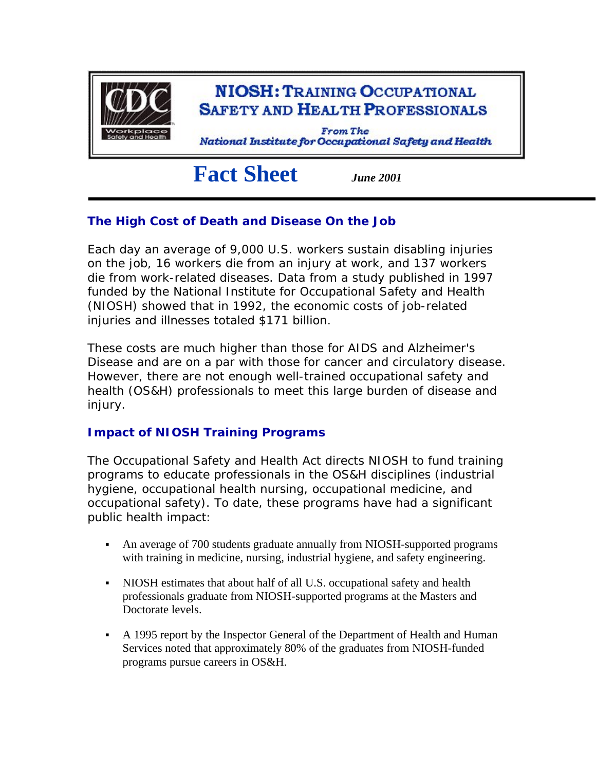# NIOSH: Training Occupational Safety and Health Professionals

*From The National Institute for Occupational Safety and Health*

## Fact Sheet

***June 2001***

### The High Cost of Death and Disease On the Job

Each day an average of 9,000 U.S. workers sustain disabling injuries on the job, 16 workers die from an injury at work, and 137 workers die from work-related diseases. Data from a study published in 1997 funded by the National Institute for Occupational Safety and Health (NIOSH) showed that in 1992, the economic costs of job-related injuries and illnesses totaled $171 billion.

These costs are much higher than those for AIDS and Alzheimer's Disease and are on a par with those for cancer and circulatory disease. However, there are not enough well-trained occupational safety and health (OS&H) professionals to meet this large burden of disease and injury.

### Impact of NIOSH Training Programs

The Occupational Safety and Health Act directs NIOSH to fund training programs to educate professionals in the OS&H disciplines (industrial hygiene, occupational health nursing, occupational medicine, and occupational safety). To date, these programs have had a significant public health impact:

- An average of 700 students graduate annually from NIOSH-supported programs with training in medicine, nursing, industrial hygiene, and safety engineering.
- NIOSH estimates that about half of all U.S. occupational safety and health professionals graduate from NIOSH-supported programs at the Masters and Doctorate levels.
- A 1995 report by the Inspector General of the Department of Health and Human Services noted that approximately 80% of the graduates from NIOSH-funded programs pursue careers in OS&H.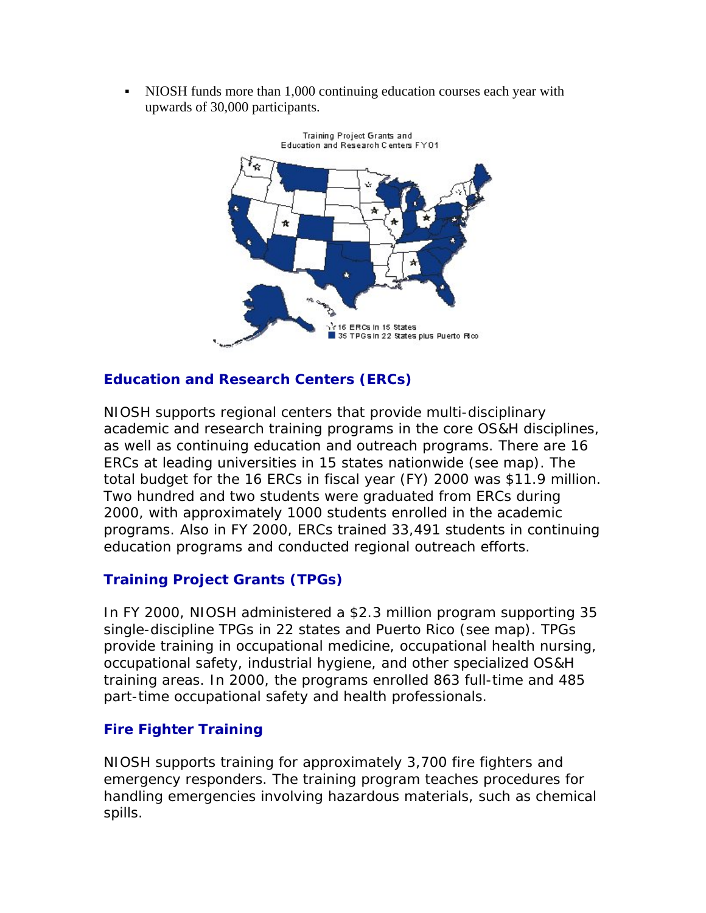- NIOSH funds more than 1,000 continuing education courses each year with upwards of 30,000 participants.

Training Project Grants and Education and Research Centers FY01

16 ERCs in 15 States
35 TPGs in 22 States plus Puerto Rico

### Education and Research Centers (ERCs)

NIOSH supports regional centers that provide multi-disciplinary academic and research training programs in the core OS&H disciplines, as well as continuing education and outreach programs. There are 16 ERCs at leading universities in 15 states nationwide (see map). The total budget for the 16 ERCs in fiscal year (FY) 2000 was $11.9 million. Two hundred and two students were graduated from ERCs during 2000, with approximately 1000 students enrolled in the academic programs. Also in FY 2000, ERCs trained 33,491 students in continuing education programs and conducted regional outreach efforts.

### Training Project Grants (TPGs)

In FY 2000, NIOSH administered a $2.3 million program supporting 35 single-discipline TPGs in 22 states and Puerto Rico (see map). TPGs provide training in occupational medicine, occupational health nursing, occupational safety, industrial hygiene, and other specialized OS&H training areas. In 2000, the programs enrolled 863 full-time and 485 part-time occupational safety and health professionals.

### Fire Fighter Training

NIOSH supports training for approximately 3,700 fire fighters and emergency responders. The training program teaches procedures for handling emergencies involving hazardous materials, such as chemical spills.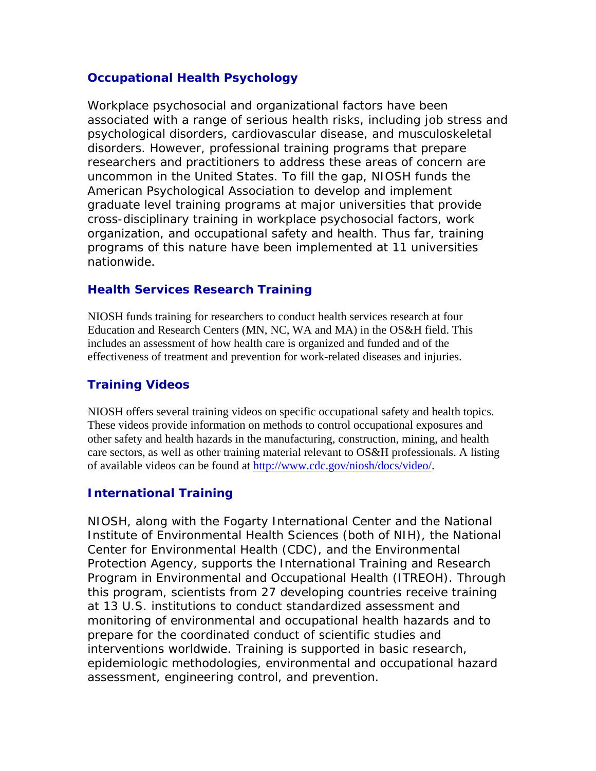### Occupational Health Psychology

Workplace psychosocial and organizational factors have been associated with a range of serious health risks, including job stress and psychological disorders, cardiovascular disease, and musculoskeletal disorders. However, professional training programs that prepare researchers and practitioners to address these areas of concern are uncommon in the United States. To fill the gap, NIOSH funds the American Psychological Association to develop and implement graduate level training programs at major universities that provide cross-disciplinary training in workplace psychosocial factors, work organization, and occupational safety and health. Thus far, training programs of this nature have been implemented at 11 universities nationwide.

### Health Services Research Training

NIOSH funds training for researchers to conduct health services research at four Education and Research Centers (MN, NC, WA and MA) in the OS&H field. This includes an assessment of how health care is organized and funded and of the effectiveness of treatment and prevention for work-related diseases and injuries.

### Training Videos

NIOSH offers several training videos on specific occupational safety and health topics. These videos provide information on methods to control occupational exposures and other safety and health hazards in the manufacturing, construction, mining, and health care sectors, as well as other training material relevant to OS&H professionals. A listing of available videos can be found at [http://www.cdc.gov/niosh/docs/video/](http://www.cdc.gov/niosh/docs/video/).

### International Training

NIOSH, along with the Fogarty International Center and the National Institute of Environmental Health Sciences (both of NIH), the National Center for Environmental Health (CDC), and the Environmental Protection Agency, supports the International Training and Research Program in Environmental and Occupational Health (ITREOH). Through this program, scientists from 27 developing countries receive training at 13 U.S. institutions to conduct standardized assessment and monitoring of environmental and occupational health hazards and to prepare for the coordinated conduct of scientific studies and interventions worldwide. Training is supported in basic research, epidemiologic methodologies, environmental and occupational hazard assessment, engineering control, and prevention.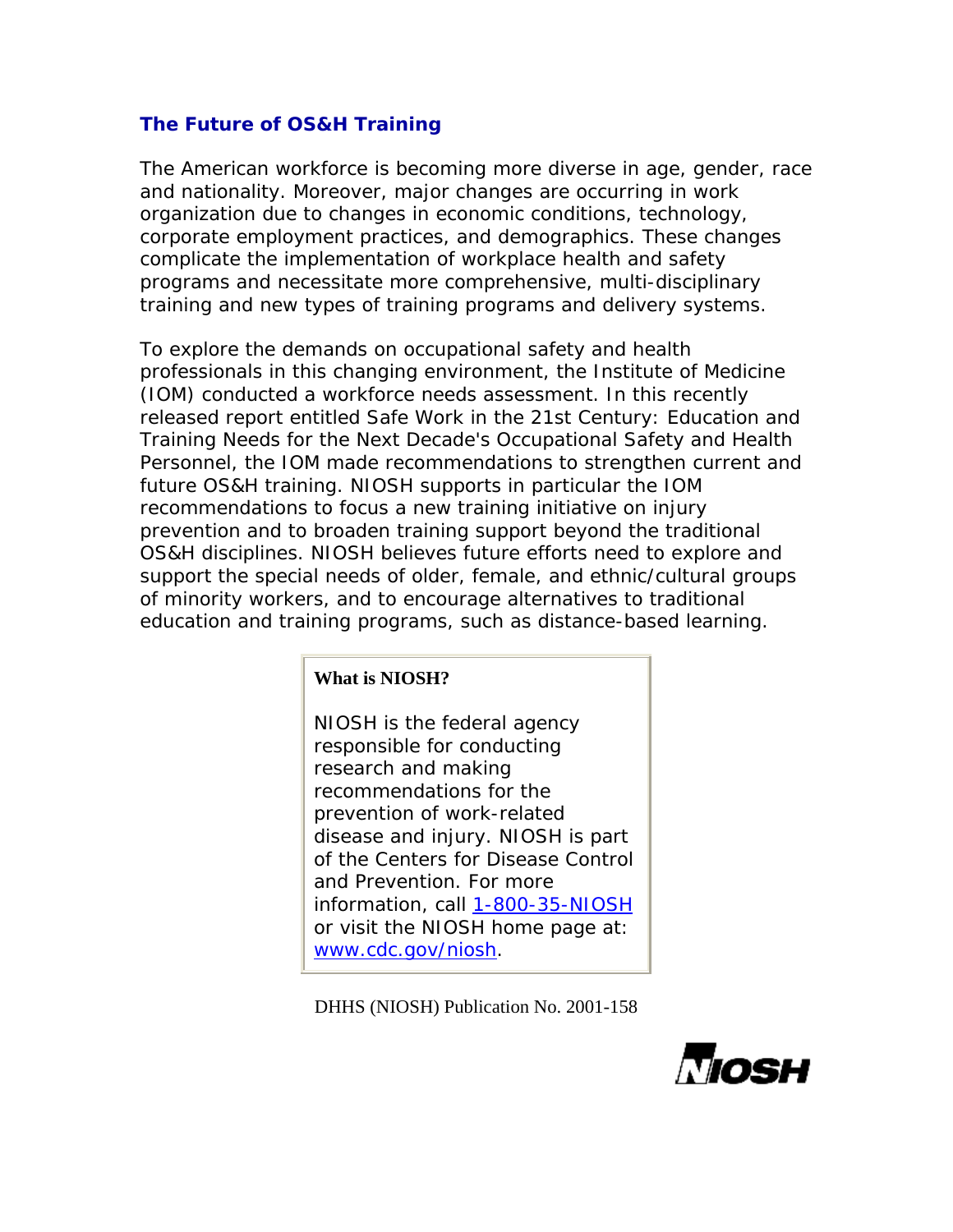## The Future of OS&H Training

The American workforce is becoming more diverse in age, gender, race and nationality. Moreover, major changes are occurring in work organization due to changes in economic conditions, technology, corporate employment practices, and demographics. These changes complicate the implementation of workplace health and safety programs and necessitate more comprehensive, multi-disciplinary training and new types of training programs and delivery systems.

To explore the demands on occupational safety and health professionals in this changing environment, the Institute of Medicine (IOM) conducted a workforce needs assessment. In this recently released report entitled Safe Work in the 21st Century: Education and Training Needs for the Next Decade's Occupational Safety and Health Personnel, the IOM made recommendations to strengthen current and future OS&H training. NIOSH supports in particular the IOM recommendations to focus a new training initiative on injury prevention and to broaden training support beyond the traditional OS&H disciplines. NIOSH believes future efforts need to explore and support the special needs of older, female, and ethnic/cultural groups of minority workers, and to encourage alternatives to traditional education and training programs, such as distance-based learning.

**What is NIOSH?**

NIOSH is the federal agency responsible for conducting research and making recommendations for the prevention of work-related disease and injury. NIOSH is part of the Centers for Disease Control and Prevention. For more information, call 1-800-35-NIOSH or visit the NIOSH home page at: www.cdc.gov/niosh.

DHHS (NIOSH) Publication No. 2001-158

NIOSH